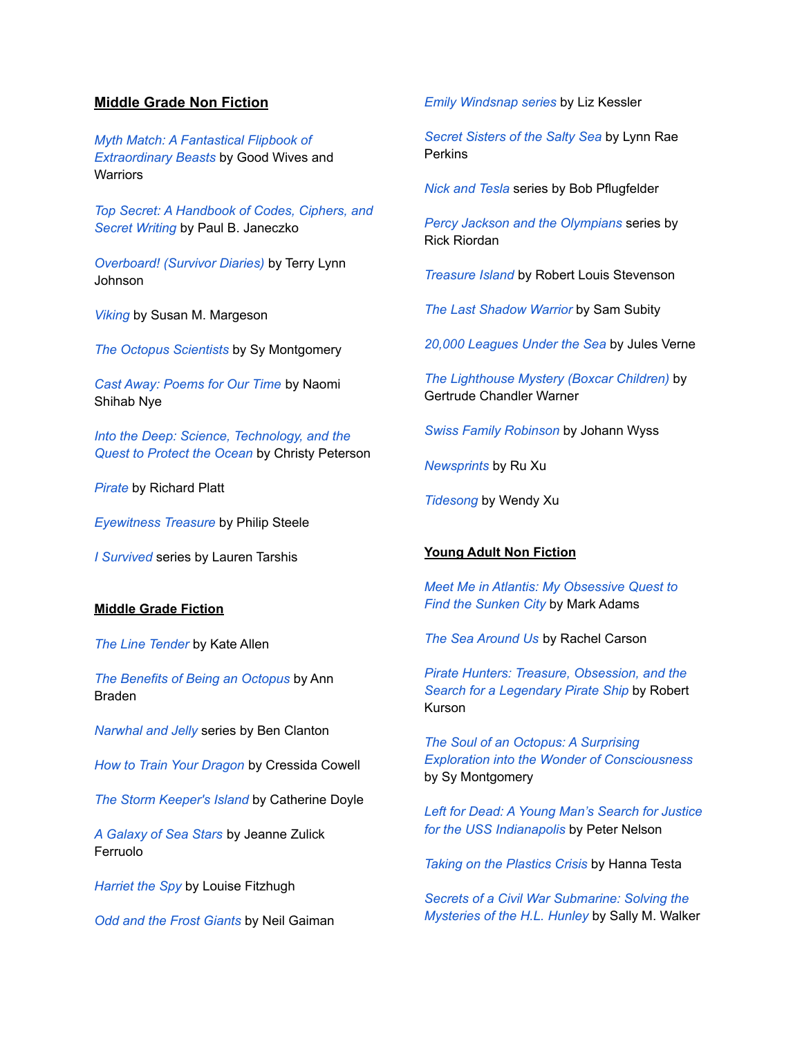## Middle Grade Non Fiction

*Myth Match: A Fantastical Flipbook of Extraordinary Beasts* by Good Wives and Warriors

*Top Secret: A Handbook of Codes, Ciphers, and Secret Writing* by Paul B. Janeczko

*Overboard! (Survivor Diaries)* by Terry Lynn Johnson

*Viking* by Susan M. Margeson

*The Octopus Scientists* by Sy Montgomery

*Cast Away: Poems for Our Time* by Naomi Shihab Nye

*Into the Deep: Science, Technology, and the Quest to Protect the Ocean* by Christy Peterson

*Pirate* by Richard Platt

*Eyewitness Treasure* by Philip Steele

*I Survived* series by Lauren Tarshis

## Middle Grade Fiction

*The Line Tender* by Kate Allen

*The Benefits of Being an Octopus* by Ann Braden

*Narwhal and Jelly* series by Ben Clanton

*How to Train Your Dragon* by Cressida Cowell

*The Storm Keeper's Island* by Catherine Doyle

*A Galaxy of Sea Stars* by Jeanne Zulick Ferruolo

*Harriet the Spy* by Louise Fitzhugh

*Odd and the Frost Giants* by Neil Gaiman

*Emily Windsnap series* by Liz Kessler

*Secret Sisters of the Salty Sea* by Lynn Rae Perkins

*Nick and Tesla* series by Bob Pflugfelder

*Percy Jackson and the Olympians* series by Rick Riordan

*Treasure Island* by Robert Louis Stevenson

*The Last Shadow Warrior* by Sam Subity

*20,000 Leagues Under the Sea* by Jules Verne

*The Lighthouse Mystery (Boxcar Children)* by Gertrude Chandler Warner

*Swiss Family Robinson* by Johann Wyss

*Newsprints* by Ru Xu

*Tidesong* by Wendy Xu

## Young Adult Non Fiction

*Meet Me in Atlantis: My Obsessive Quest to Find the Sunken City* by Mark Adams

*The Sea Around Us* by Rachel Carson

*Pirate Hunters: Treasure, Obsession, and the Search for a Legendary Pirate Ship* by Robert Kurson

*The Soul of an Octopus: A Surprising Exploration into the Wonder of Consciousness* by Sy Montgomery

*Left for Dead: A Young Man's Search for Justice for the USS Indianapolis* by Peter Nelson

*Taking on the Plastics Crisis* by Hanna Testa

*Secrets of a Civil War Submarine: Solving the Mysteries of the H.L. Hunley* by Sally M. Walker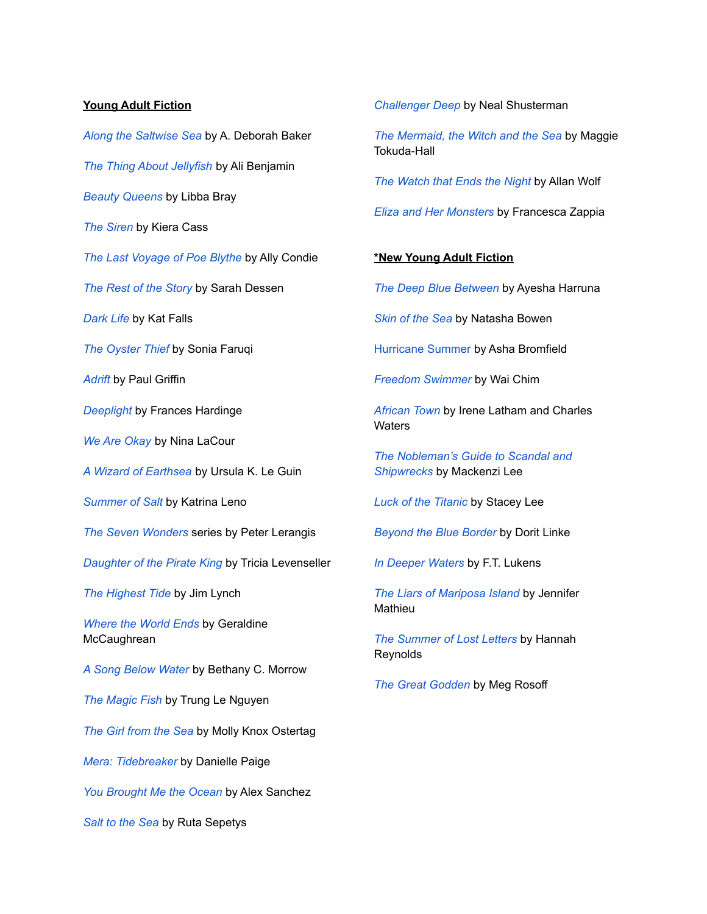**Young Adult Fiction**

*Along the Saltwise Sea* by A. Deborah Baker

*The Thing About Jellyfish* by Ali Benjamin

*Beauty Queens* by Libba Bray

*The Siren* by Kiera Cass

*The Last Voyage of Poe Blythe* by Ally Condie

*The Rest of the Story* by Sarah Dessen

*Dark Life* by Kat Falls

*The Oyster Thief* by Sonia Faruqi

*Adrift* by Paul Griffin

*Deeplight* by Frances Hardinge

*We Are Okay* by Nina LaCour

*A Wizard of Earthsea* by Ursula K. Le Guin

*Summer of Salt* by Katrina Leno

*The Seven Wonders* series by Peter Lerangis

*Daughter of the Pirate King* by Tricia Levenseller

*The Highest Tide* by Jim Lynch

*Where the World Ends* by Geraldine McCaughrean

*A Song Below Water* by Bethany C. Morrow

*The Magic Fish* by Trung Le Nguyen

*The Girl from the Sea* by Molly Knox Ostertag

*Mera: Tidebreaker* by Danielle Paige

*You Brought Me the Ocean* by Alex Sanchez

*Salt to the Sea* by Ruta Sepetys

*Challenger Deep* by Neal Shusterman

*The Mermaid, the Witch and the Sea* by Maggie Tokuda-Hall

*The Watch that Ends the Night* by Allan Wolf

*Eliza and Her Monsters* by Francesca Zappia

**\*New Young Adult Fiction**

*The Deep Blue Between* by Ayesha Harruna

*Skin of the Sea* by Natasha Bowen

Hurricane Summer by Asha Bromfield

*Freedom Swimmer* by Wai Chim

*African Town* by Irene Latham and Charles Waters

*The Nobleman's Guide to Scandal and Shipwrecks* by Mackenzi Lee

*Luck of the Titanic* by Stacey Lee

*Beyond the Blue Border* by Dorit Linke

*In Deeper Waters* by F.T. Lukens

*The Liars of Mariposa Island* by Jennifer Mathieu

*The Summer of Lost Letters* by Hannah Reynolds

*The Great Godden* by Meg Rosoff